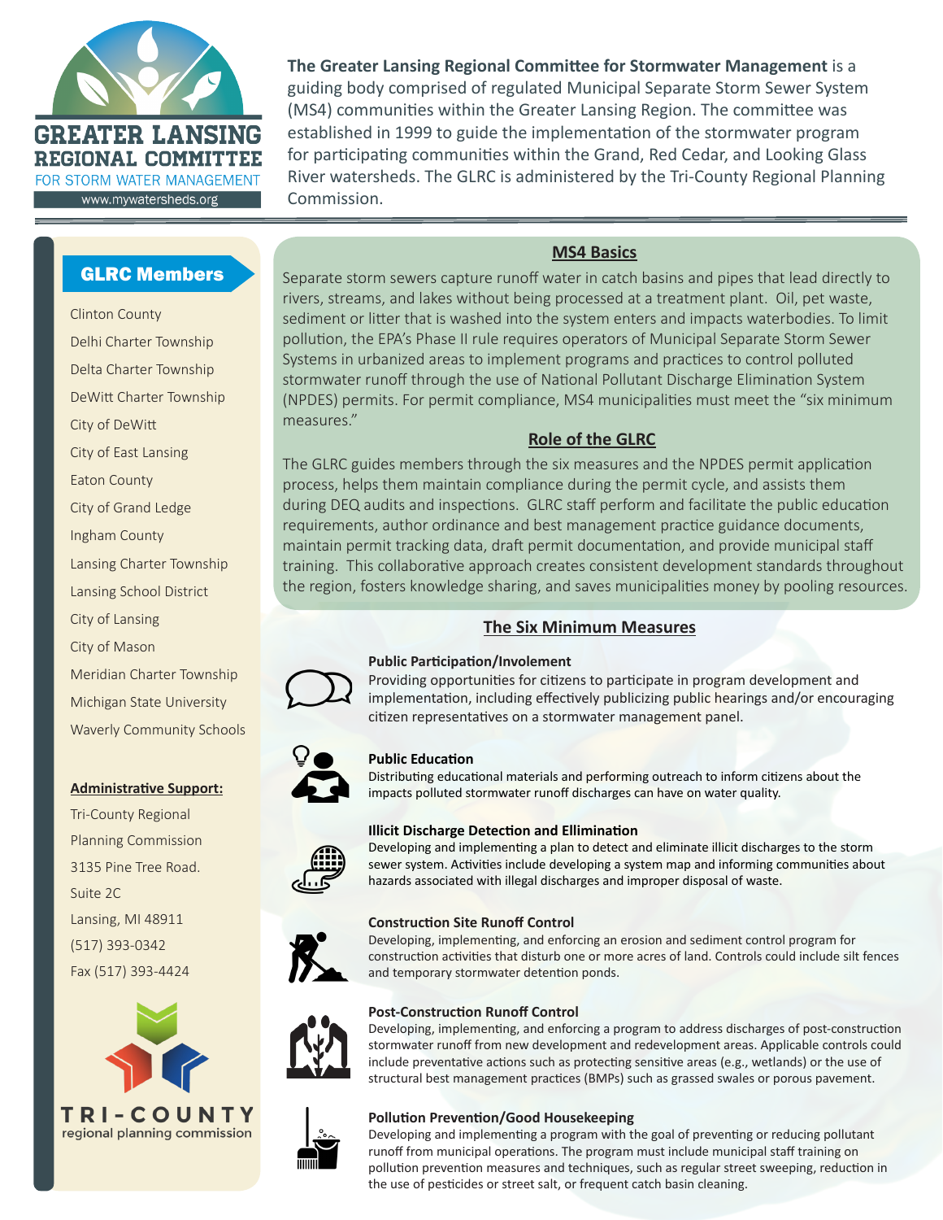# GREATER LANSING REGIONAL COMMITTEE

FOR STORM WATER MANAGEMENT

www.mywatersheds.org

**The Greater Lansing Regional Committee for Stormwater Management** is a guiding body comprised of regulated Municipal Separate Storm Sewer System (MS4) communities within the Greater Lansing Region. The committee was established in 1999 to guide the implementation of the stormwater program for participating communities within the Grand, Red Cedar, and Looking Glass River watersheds. The GLRC is administered by the Tri-County Regional Planning Commission.

## GLRC Members

- Clinton County
- Delhi Charter Township
- Delta Charter Township
- DeWitt Charter Township
- City of DeWitt
- City of East Lansing
- Eaton County
- City of Grand Ledge
- Ingham County
- Lansing Charter Township
- Lansing School District
- City of Lansing
- City of Mason
- Meridian Charter Township
- Michigan State University
- Waverly Community Schools

**Administrative Support:**

Tri-County Regional Planning Commission
3135 Pine Tree Road.
Suite 2C
Lansing, MI 48911
(517) 393-0342
Fax (517) 393-4424

TRI-COUNTY regional planning commission

## MS4 Basics

Separate storm sewers capture runoff water in catch basins and pipes that lead directly to rivers, streams, and lakes without being processed at a treatment plant. Oil, pet waste, sediment or litter that is washed into the system enters and impacts waterbodies. To limit pollution, the EPA's Phase II rule requires operators of Municipal Separate Storm Sewer Systems in urbanized areas to implement programs and practices to control polluted stormwater runoff through the use of National Pollutant Discharge Elimination System (NPDES) permits. For permit compliance, MS4 municipalities must meet the "six minimum measures."

## Role of the GLRC

The GLRC guides members through the six measures and the NPDES permit application process, helps them maintain compliance during the permit cycle, and assists them during DEQ audits and inspections. GLRC staff perform and facilitate the public education requirements, author ordinance and best management practice guidance documents, maintain permit tracking data, draft permit documentation, and provide municipal staff training. This collaborative approach creates consistent development standards throughout the region, fosters knowledge sharing, and saves municipalities money by pooling resources.

## The Six Minimum Measures

**Public Participation/Involement**
Providing opportunities for citizens to participate in program development and implementation, including effectively publicizing public hearings and/or encouraging citizen representatives on a stormwater management panel.

**Public Education**
Distributing educational materials and performing outreach to inform citizens about the impacts polluted stormwater runoff discharges can have on water quality.

**Illicit Discharge Detection and Ellimination**
Developing and implementing a plan to detect and eliminate illicit discharges to the storm sewer system. Activities include developing a system map and informing communities about hazards associated with illegal discharges and improper disposal of waste.

**Construction Site Runoff Control**
Developing, implementing, and enforcing an erosion and sediment control program for construction activities that disturb one or more acres of land. Controls could include silt fences and temporary stormwater detention ponds.

**Post-Construction Runoff Control**
Developing, implementing, and enforcing a program to address discharges of post-construction stormwater runoff from new development and redevelopment areas. Applicable controls could include preventative actions such as protecting sensitive areas (e.g., wetlands) or the use of structural best management practices (BMPs) such as grassed swales or porous pavement.

**Pollution Prevention/Good Housekeeping**
Developing and implementing a program with the goal of preventing or reducing pollutant runoff from municipal operations. The program must include municipal staff training on pollution prevention measures and techniques, such as regular street sweeping, reduction in the use of pesticides or street salt, or frequent catch basin cleaning.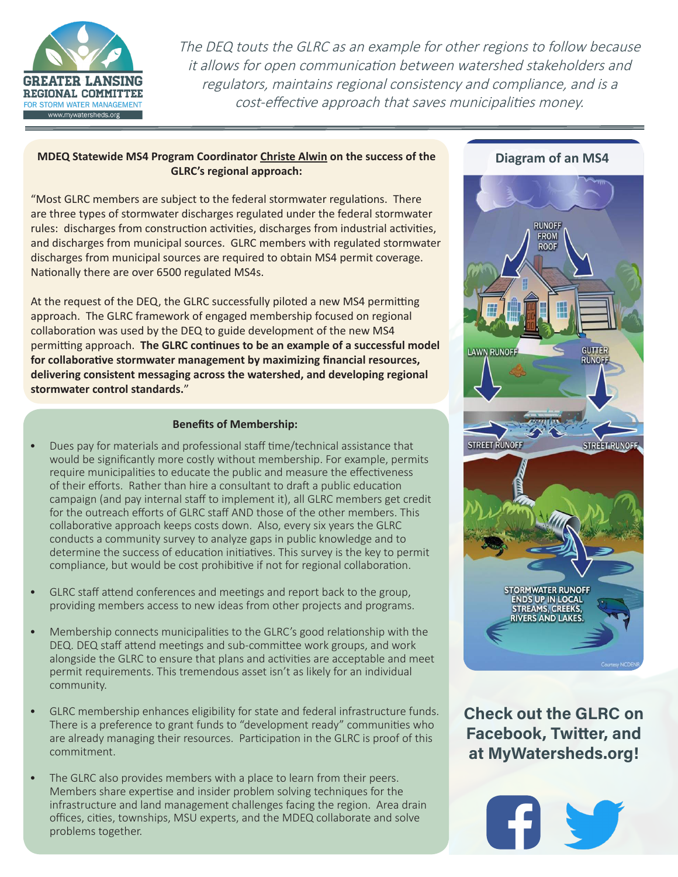**GREATER LANSING REGIONAL COMMITTEE**
FOR STORM WATER MANAGEMENT
www.mywatersheds.org

*The DEQ touts the GLRC as an example for other regions to follow because it allows for open communication between watershed stakeholders and regulators, maintains regional consistency and compliance, and is a cost-effective approach that saves municipalities money.*

**MDEQ Statewide MS4 Program Coordinator Christe Alwin on the success of the GLRC's regional approach:**

"Most GLRC members are subject to the federal stormwater regulations. There are three types of stormwater discharges regulated under the federal stormwater rules: discharges from construction activities, discharges from industrial activities, and discharges from municipal sources. GLRC members with regulated stormwater discharges from municipal sources are required to obtain MS4 permit coverage. Nationally there are over 6500 regulated MS4s.

At the request of the DEQ, the GLRC successfully piloted a new MS4 permitting approach. The GLRC framework of engaged membership focused on regional collaboration was used by the DEQ to guide development of the new MS4 permitting approach. **The GLRC continues to be an example of a successful model for collaborative stormwater management by maximizing financial resources, delivering consistent messaging across the watershed, and developing regional stormwater control standards.**"

**Benefits of Membership:**

- Dues pay for materials and professional staff time/technical assistance that would be significantly more costly without membership. For example, permits require municipalities to educate the public and measure the effectiveness of their efforts. Rather than hire a consultant to draft a public education campaign (and pay internal staff to implement it), all GLRC members get credit for the outreach efforts of GLRC staff AND those of the other members. This collaborative approach keeps costs down. Also, every six years the GLRC conducts a community survey to analyze gaps in public knowledge and to determine the success of education initiatives. This survey is the key to permit compliance, but would be cost prohibitive if not for regional collaboration.
- GLRC staff attend conferences and meetings and report back to the group, providing members access to new ideas from other projects and programs.
- Membership connects municipalities to the GLRC's good relationship with the DEQ. DEQ staff attend meetings and sub-committee work groups, and work alongside the GLRC to ensure that plans and activities are acceptable and meet permit requirements. This tremendous asset isn't as likely for an individual community.
- GLRC membership enhances eligibility for state and federal infrastructure funds. There is a preference to grant funds to "development ready" communities who are already managing their resources. Participation in the GLRC is proof of this commitment.
- The GLRC also provides members with a place to learn from their peers. Members share expertise and insider problem solving techniques for the infrastructure and land management challenges facing the region. Area drain offices, cities, townships, MSU experts, and the MDEQ collaborate and solve problems together.

**Diagram of an MS4**

RUNOFF FROM ROOF
LAWN RUNOFF
GUTTER RUNOFF
STREET RUNOFF
STREET RUNOFF
STORMWATER RUNOFF ENDS UP IN LOCAL STREAMS, CREEKS, RIVERS AND LAKES.
Courtesy NCDENR

**Check out the GLRC on Facebook, Twitter, and at MyWatersheds.org!**